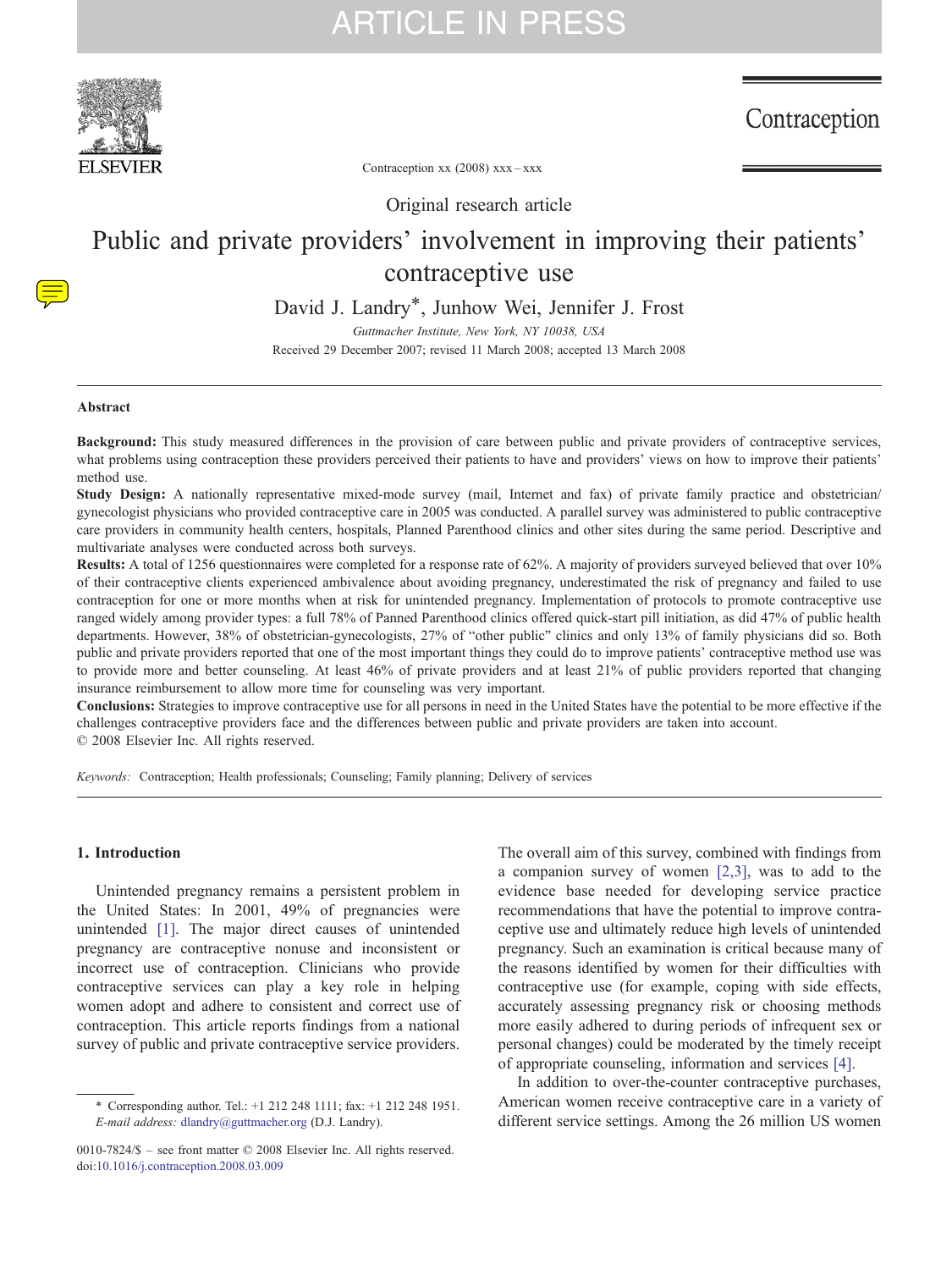Original research article

# Public and private providers' involvement in improving their patients' contraceptive use

David J. Landry*, Junhow Wei, Jennifer J. Frost

*Guttmacher Institute, New York, NY 10038, USA*

Received 29 December 2007; revised 11 March 2008; accepted 13 March 2008

## Abstract

**Background:** This study measured differences in the provision of care between public and private providers of contraceptive services, what problems using contraception these providers perceived their patients to have and providers' views on how to improve their patients' method use.

**Study Design:** A nationally representative mixed-mode survey (mail, Internet and fax) of private family practice and obstetrician/gynecologist physicians who provided contraceptive care in 2005 was conducted. A parallel survey was administered to public contraceptive care providers in community health centers, hospitals, Planned Parenthood clinics and other sites during the same period. Descriptive and multivariate analyses were conducted across both surveys.

**Results:** A total of 1256 questionnaires were completed for a response rate of 62%. A majority of providers surveyed believed that over 10% of their contraceptive clients experienced ambivalence about avoiding pregnancy, underestimated the risk of pregnancy and failed to use contraception for one or more months when at risk for unintended pregnancy. Implementation of protocols to promote contraceptive use ranged widely among provider types: a full 78% of Panned Parenthood clinics offered quick-start pill initiation, as did 47% of public health departments. However, 38% of obstetrician-gynecologists, 27% of "other public" clinics and only 13% of family physicians did so. Both public and private providers reported that one of the most important things they could do to improve patients' contraceptive method use was to provide more and better counseling. At least 46% of private providers and at least 21% of public providers reported that changing insurance reimbursement to allow more time for counseling was very important.

**Conclusions:** Strategies to improve contraceptive use for all persons in need in the United States have the potential to be more effective if the challenges contraceptive providers face and the differences between public and private providers are taken into account.

© 2008 Elsevier Inc. All rights reserved.

*Keywords:* Contraception; Health professionals; Counseling; Family planning; Delivery of services

## 1. Introduction

Unintended pregnancy remains a persistent problem in the United States: In 2001, 49% of pregnancies were unintended [1]. The major direct causes of unintended pregnancy are contraceptive nonuse and inconsistent or incorrect use of contraception. Clinicians who provide contraceptive services can play a key role in helping women adopt and adhere to consistent and correct use of contraception. This article reports findings from a national survey of public and private contraceptive service providers. The overall aim of this survey, combined with findings from a companion survey of women [2,3], was to add to the evidence base needed for developing service practice recommendations that have the potential to improve contraceptive use and ultimately reduce high levels of unintended pregnancy. Such an examination is critical because many of the reasons identified by women for their difficulties with contraceptive use (for example, coping with side effects, accurately assessing pregnancy risk or choosing methods more easily adhered to during periods of infrequent sex or personal changes) could be moderated by the timely receipt of appropriate counseling, information and services [4].

In addition to over-the-counter contraceptive purchases, American women receive contraceptive care in a variety of different service settings. Among the 26 million US women

* Corresponding author. Tel.: +1 212 248 1111; fax: +1 212 248 1951. *E-mail address:* dlandry@guttmacher.org (D.J. Landry).

0010-7824/$ – see front matter © 2008 Elsevier Inc. All rights reserved.
doi:10.1016/j.contraception.2008.03.009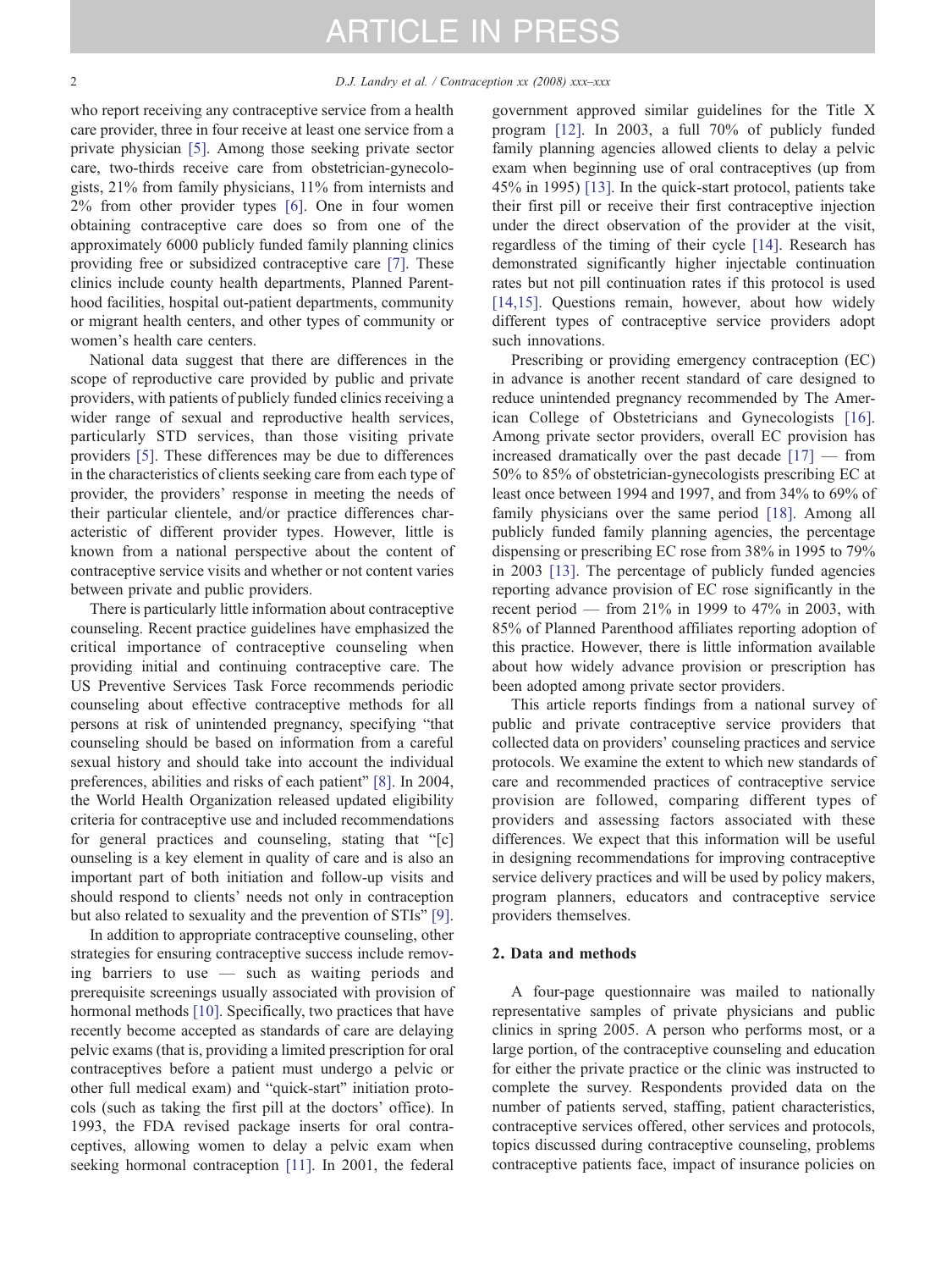who report receiving any contraceptive service from a health care provider, three in four receive at least one service from a private physician [5]. Among those seeking private sector care, two-thirds receive care from obstetrician-gynecologists, 21% from family physicians, 11% from internists and 2% from other provider types [6]. One in four women obtaining contraceptive care does so from one of the approximately 6000 publicly funded family planning clinics providing free or subsidized contraceptive care [7]. These clinics include county health departments, Planned Parenthood facilities, hospital out-patient departments, community or migrant health centers, and other types of community or women's health care centers.

National data suggest that there are differences in the scope of reproductive care provided by public and private providers, with patients of publicly funded clinics receiving a wider range of sexual and reproductive health services, particularly STD services, than those visiting private providers [5]. These differences may be due to differences in the characteristics of clients seeking care from each type of provider, the providers' response in meeting the needs of their particular clientele, and/or practice differences characteristic of different provider types. However, little is known from a national perspective about the content of contraceptive service visits and whether or not content varies between private and public providers.

There is particularly little information about contraceptive counseling. Recent practice guidelines have emphasized the critical importance of contraceptive counseling when providing initial and continuing contraceptive care. The US Preventive Services Task Force recommends periodic counseling about effective contraceptive methods for all persons at risk of unintended pregnancy, specifying "that counseling should be based on information from a careful sexual history and should take into account the individual preferences, abilities and risks of each patient" [8]. In 2004, the World Health Organization released updated eligibility criteria for contraceptive use and included recommendations for general practices and counseling, stating that "[c]ounseling is a key element in quality of care and is also an important part of both initiation and follow-up visits and should respond to clients' needs not only in contraception but also related to sexuality and the prevention of STIs" [9].

In addition to appropriate contraceptive counseling, other strategies for ensuring contraceptive success include removing barriers to use — such as waiting periods and prerequisite screenings usually associated with provision of hormonal methods [10]. Specifically, two practices that have recently become accepted as standards of care are delaying pelvic exams (that is, providing a limited prescription for oral contraceptives before a patient must undergo a pelvic or other full medical exam) and "quick-start" initiation protocols (such as taking the first pill at the doctors' office). In 1993, the FDA revised package inserts for oral contraceptives, allowing women to delay a pelvic exam when seeking hormonal contraception [11]. In 2001, the federal government approved similar guidelines for the Title X program [12]. In 2003, a full 70% of publicly funded family planning agencies allowed clients to delay a pelvic exam when beginning use of oral contraceptives (up from 45% in 1995) [13]. In the quick-start protocol, patients take their first pill or receive their first contraceptive injection under the direct observation of the provider at the visit, regardless of the timing of their cycle [14]. Research has demonstrated significantly higher injectable continuation rates but not pill continuation rates if this protocol is used [14,15]. Questions remain, however, about how widely different types of contraceptive service providers adopt such innovations.

Prescribing or providing emergency contraception (EC) in advance is another recent standard of care designed to reduce unintended pregnancy recommended by The American College of Obstetricians and Gynecologists [16]. Among private sector providers, overall EC provision has increased dramatically over the past decade [17] — from 50% to 85% of obstetrician-gynecologists prescribing EC at least once between 1994 and 1997, and from 34% to 69% of family physicians over the same period [18]. Among all publicly funded family planning agencies, the percentage dispensing or prescribing EC rose from 38% in 1995 to 79% in 2003 [13]. The percentage of publicly funded agencies reporting advance provision of EC rose significantly in the recent period — from 21% in 1999 to 47% in 2003, with 85% of Planned Parenthood affiliates reporting adoption of this practice. However, there is little information available about how widely advance provision or prescription has been adopted among private sector providers.

This article reports findings from a national survey of public and private contraceptive service providers that collected data on providers' counseling practices and service protocols. We examine the extent to which new standards of care and recommended practices of contraceptive service provision are followed, comparing different types of providers and assessing factors associated with these differences. We expect that this information will be useful in designing recommendations for improving contraceptive service delivery practices and will be used by policy makers, program planners, educators and contraceptive service providers themselves.

## 2. Data and methods

A four-page questionnaire was mailed to nationally representative samples of private physicians and public clinics in spring 2005. A person who performs most, or a large portion, of the contraceptive counseling and education for either the private practice or the clinic was instructed to complete the survey. Respondents provided data on the number of patients served, staffing, patient characteristics, contraceptive services offered, other services and protocols, topics discussed during contraceptive counseling, problems contraceptive patients face, impact of insurance policies on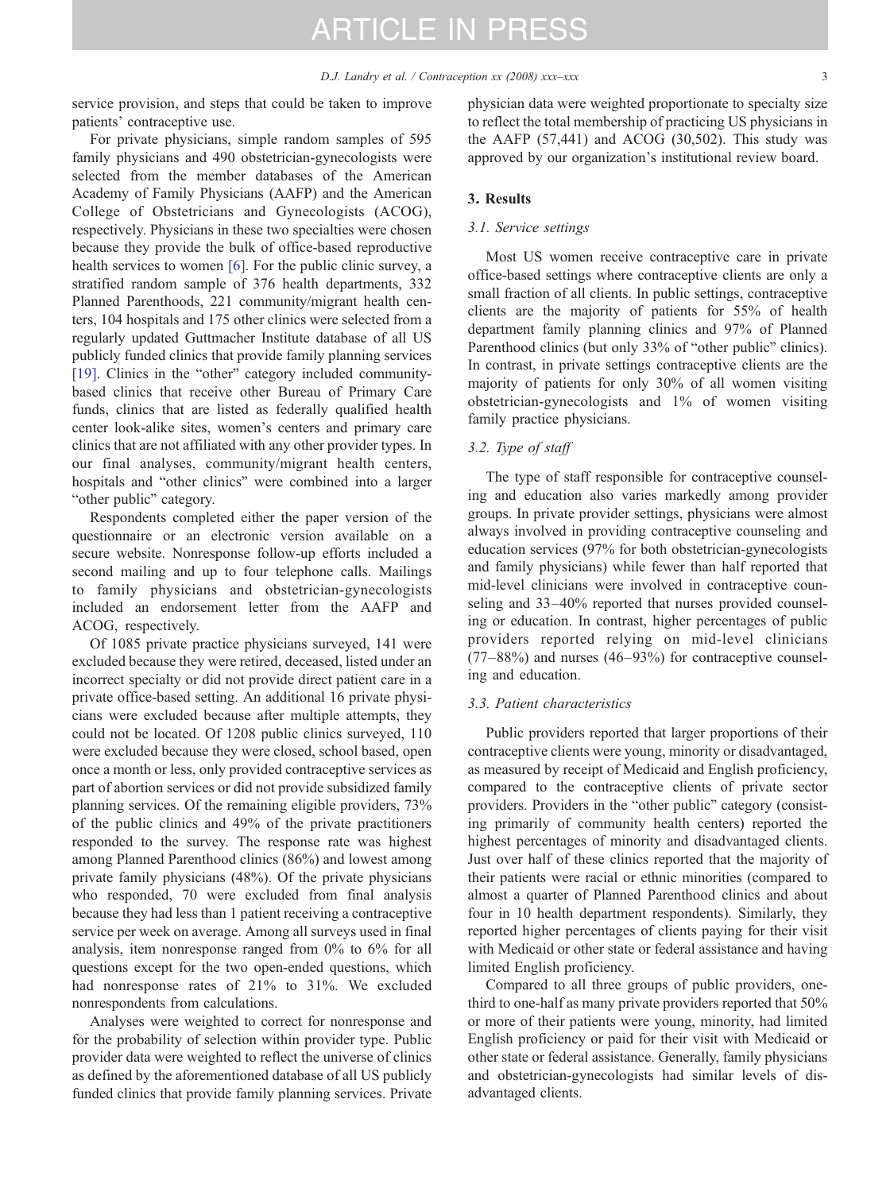service provision, and steps that could be taken to improve patients' contraceptive use.

For private physicians, simple random samples of 595 family physicians and 490 obstetrician-gynecologists were selected from the member databases of the American Academy of Family Physicians (AAFP) and the American College of Obstetricians and Gynecologists (ACOG), respectively. Physicians in these two specialties were chosen because they provide the bulk of office-based reproductive health services to women [6]. For the public clinic survey, a stratified random sample of 376 health departments, 332 Planned Parenthoods, 221 community/migrant health centers, 104 hospitals and 175 other clinics were selected from a regularly updated Guttmacher Institute database of all US publicly funded clinics that provide family planning services [19]. Clinics in the "other" category included community-based clinics that receive other Bureau of Primary Care funds, clinics that are listed as federally qualified health center look-alike sites, women's centers and primary care clinics that are not affiliated with any other provider types. In our final analyses, community/migrant health centers, hospitals and "other clinics" were combined into a larger "other public" category.

Respondents completed either the paper version of the questionnaire or an electronic version available on a secure website. Nonresponse follow-up efforts included a second mailing and up to four telephone calls. Mailings to family physicians and obstetrician-gynecologists included an endorsement letter from the AAFP and ACOG, respectively.

Of 1085 private practice physicians surveyed, 141 were excluded because they were retired, deceased, listed under an incorrect specialty or did not provide direct patient care in a private office-based setting. An additional 16 private physicians were excluded because after multiple attempts, they could not be located. Of 1208 public clinics surveyed, 110 were excluded because they were closed, school based, open once a month or less, only provided contraceptive services as part of abortion services or did not provide subsidized family planning services. Of the remaining eligible providers, 73% of the public clinics and 49% of the private practitioners responded to the survey. The response rate was highest among Planned Parenthood clinics (86%) and lowest among private family physicians (48%). Of the private physicians who responded, 70 were excluded from final analysis because they had less than 1 patient receiving a contraceptive service per week on average. Among all surveys used in final analysis, item nonresponse ranged from 0% to 6% for all questions except for the two open-ended questions, which had nonresponse rates of 21% to 31%. We excluded nonrespondents from calculations.

Analyses were weighted to correct for nonresponse and for the probability of selection within provider type. Public provider data were weighted to reflect the universe of clinics as defined by the aforementioned database of all US publicly funded clinics that provide family planning services. Private physician data were weighted proportionate to specialty size to reflect the total membership of practicing US physicians in the AAFP (57,441) and ACOG (30,502). This study was approved by our organization's institutional review board.

## 3. Results

### 3.1. Service settings

Most US women receive contraceptive care in private office-based settings where contraceptive clients are only a small fraction of all clients. In public settings, contraceptive clients are the majority of patients for 55% of health department family planning clinics and 97% of Planned Parenthood clinics (but only 33% of "other public" clinics). In contrast, in private settings contraceptive clients are the majority of patients for only 30% of all women visiting obstetrician-gynecologists and 1% of women visiting family practice physicians.

### 3.2. Type of staff

The type of staff responsible for contraceptive counseling and education also varies markedly among provider groups. In private provider settings, physicians were almost always involved in providing contraceptive counseling and education services (97% for both obstetrician-gynecologists and family physicians) while fewer than half reported that mid-level clinicians were involved in contraceptive counseling and 33–40% reported that nurses provided counseling or education. In contrast, higher percentages of public providers reported relying on mid-level clinicians (77–88%) and nurses (46–93%) for contraceptive counseling and education.

### 3.3. Patient characteristics

Public providers reported that larger proportions of their contraceptive clients were young, minority or disadvantaged, as measured by receipt of Medicaid and English proficiency, compared to the contraceptive clients of private sector providers. Providers in the "other public" category (consisting primarily of community health centers) reported the highest percentages of minority and disadvantaged clients. Just over half of these clinics reported that the majority of their patients were racial or ethnic minorities (compared to almost a quarter of Planned Parenthood clinics and about four in 10 health department respondents). Similarly, they reported higher percentages of clients paying for their visit with Medicaid or other state or federal assistance and having limited English proficiency.

Compared to all three groups of public providers, one-third to one-half as many private providers reported that 50% or more of their patients were young, minority, had limited English proficiency or paid for their visit with Medicaid or other state or federal assistance. Generally, family physicians and obstetrician-gynecologists had similar levels of disadvantaged clients.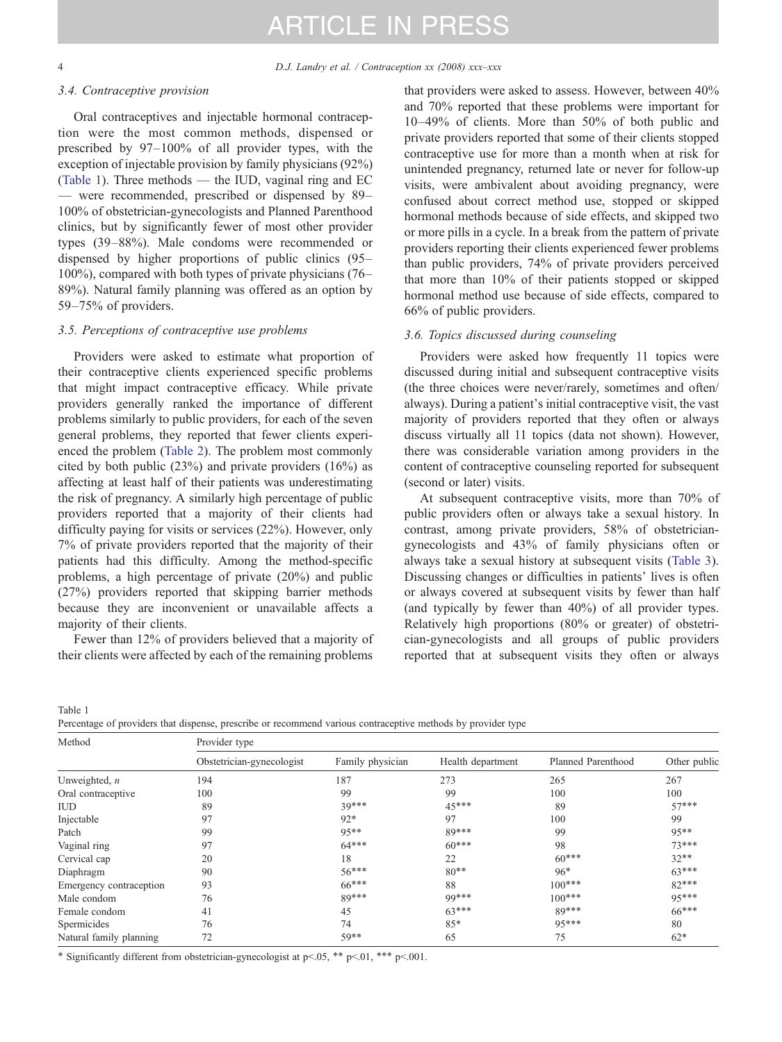### 3.4. Contraceptive provision

Oral contraceptives and injectable hormonal contraception were the most common methods, dispensed or prescribed by 97–100% of all provider types, with the exception of injectable provision by family physicians (92%) (Table 1). Three methods — the IUD, vaginal ring and EC — were recommended, prescribed or dispensed by 89–100% of obstetrician-gynecologists and Planned Parenthood clinics, but by significantly fewer of most other provider types (39–88%). Male condoms were recommended or dispensed by higher proportions of public clinics (95–100%), compared with both types of private physicians (76–89%). Natural family planning was offered as an option by 59–75% of providers.

### 3.5. Perceptions of contraceptive use problems

Providers were asked to estimate what proportion of their contraceptive clients experienced specific problems that might impact contraceptive efficacy. While private providers generally ranked the importance of different problems similarly to public providers, for each of the seven general problems, they reported that fewer clients experienced the problem (Table 2). The problem most commonly cited by both public (23%) and private providers (16%) as affecting at least half of their patients was underestimating the risk of pregnancy. A similarly high percentage of public providers reported that a majority of their clients had difficulty paying for visits or services (22%). However, only 7% of private providers reported that the majority of their patients had this difficulty. Among the method-specific problems, a high percentage of private (20%) and public (27%) providers reported that skipping barrier methods because they are inconvenient or unavailable affects a majority of their clients.

Fewer than 12% of providers believed that a majority of their clients were affected by each of the remaining problems that providers were asked to assess. However, between 40% and 70% reported that these problems were important for 10–49% of clients. More than 50% of both public and private providers reported that some of their clients stopped contraceptive use for more than a month when at risk for unintended pregnancy, returned late or never for follow-up visits, were ambivalent about avoiding pregnancy, were confused about correct method use, stopped or skipped hormonal methods because of side effects, and skipped two or more pills in a cycle. In a break from the pattern of private providers reporting their clients experienced fewer problems than public providers, 74% of private providers perceived that more than 10% of their patients stopped or skipped hormonal method use because of side effects, compared to 66% of public providers.

### 3.6. Topics discussed during counseling

Providers were asked how frequently 11 topics were discussed during initial and subsequent contraceptive visits (the three choices were never/rarely, sometimes and often/always). During a patient's initial contraceptive visit, the vast majority of providers reported that they often or always discuss virtually all 11 topics (data not shown). However, there was considerable variation among providers in the content of contraceptive counseling reported for subsequent (second or later) visits.

At subsequent contraceptive visits, more than 70% of public providers often or always take a sexual history. In contrast, among private providers, 58% of obstetrician-gynecologists and 43% of family physicians often or always take a sexual history at subsequent visits (Table 3). Discussing changes or difficulties in patients' lives is often or always covered at subsequent visits by fewer than half (and typically by fewer than 40%) of all provider types. Relatively high proportions (80% or greater) of obstetrician-gynecologists and all groups of public providers reported that at subsequent visits they often or always

Table 1
Percentage of providers that dispense, prescribe or recommend various contraceptive methods by provider type

| Method | Provider type | | | | |
|---|---|---|---|---|---|
| | Obstetrician-gynecologist | Family physician | Health department | Planned Parenthood | Other public |
| Unweighted, *n* | 194 | 187 | 273 | 265 | 267 |
| Oral contraceptive | 100 | 99 | 99 | 100 | 100 |
| IUD | 89 | 39*** | 45*** | 89 | 57*** |
| Injectable | 97 | 92* | 97 | 100 | 99 |
| Patch | 99 | 95** | 89*** | 99 | 95** |
| Vaginal ring | 97 | 64*** | 60*** | 98 | 73*** |
| Cervical cap | 20 | 18 | 22 | 60*** | 32** |
| Diaphragm | 90 | 56*** | 80** | 96* | 63*** |
| Emergency contraception | 93 | 66*** | 88 | 100*** | 82*** |
| Male condom | 76 | 89*** | 99*** | 100*** | 95*** |
| Female condom | 41 | 45 | 63*** | 89*** | 66*** |
| Spermicides | 76 | 74 | 85* | 95*** | 80 |
| Natural family planning | 72 | 59** | 65 | 75 | 62* |

* Significantly different from obstetrician-gynecologist at p<.05, ** p<.01, *** p<.001.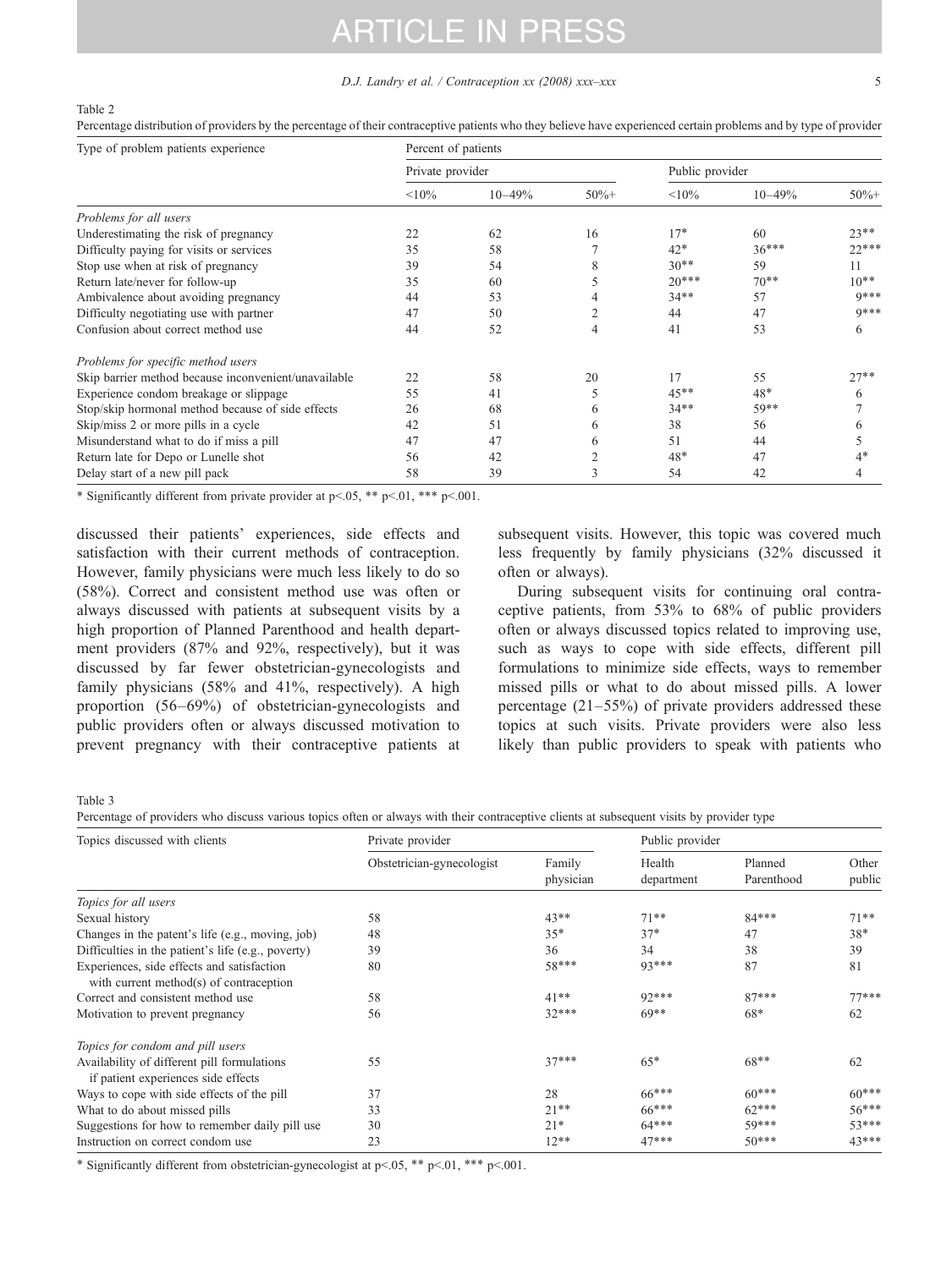Table 2

Percentage distribution of providers by the percentage of their contraceptive patients who they believe have experienced certain problems and by type of provider

| Type of problem patients experience | Percent of patients | | | | | |
|---|---|---|---|---|---|---|
| | Private provider | | | Public provider | | |
| | <10% | 10–49% | 50%+ | <10% | 10–49% | 50%+ |
| *Problems for all users* | | | | | | |
| Underestimating the risk of pregnancy | 22 | 62 | 16 | 17* | 60 | 23** |
| Difficulty paying for visits or services | 35 | 58 | 7 | 42* | 36*** | 22*** |
| Stop use when at risk of pregnancy | 39 | 54 | 8 | 30** | 59 | 11 |
| Return late/never for follow-up | 35 | 60 | 5 | 20*** | 70** | 10** |
| Ambivalence about avoiding pregnancy | 44 | 53 | 4 | 34** | 57 | 9*** |
| Difficulty negotiating use with partner | 47 | 50 | 2 | 44 | 47 | 9*** |
| Confusion about correct method use | 44 | 52 | 4 | 41 | 53 | 6 |
| *Problems for specific method users* | | | | | | |
| Skip barrier method because inconvenient/unavailable | 22 | 58 | 20 | 17 | 55 | 27** |
| Experience condom breakage or slippage | 55 | 41 | 5 | 45** | 48* | 6 |
| Stop/skip hormonal method because of side effects | 26 | 68 | 6 | 34** | 59** | 7 |
| Skip/miss 2 or more pills in a cycle | 42 | 51 | 6 | 38 | 56 | 6 |
| Misunderstand what to do if miss a pill | 47 | 47 | 6 | 51 | 44 | 5 |
| Return late for Depo or Lunelle shot | 56 | 42 | 2 | 48* | 47 | 4* |
| Delay start of a new pill pack | 58 | 39 | 3 | 54 | 42 | 4 |

\* Significantly different from private provider at p<.05, ** p<.01, *** p<.001.

discussed their patients' experiences, side effects and satisfaction with their current methods of contraception. However, family physicians were much less likely to do so (58%). Correct and consistent method use was often or always discussed with patients at subsequent visits by a high proportion of Planned Parenthood and health department providers (87% and 92%, respectively), but it was discussed by far fewer obstetrician-gynecologists and family physicians (58% and 41%, respectively). A high proportion (56–69%) of obstetrician-gynecologists and public providers often or always discussed motivation to prevent pregnancy with their contraceptive patients at subsequent visits. However, this topic was covered much less frequently by family physicians (32% discussed it often or always).

During subsequent visits for continuing oral contraceptive patients, from 53% to 68% of public providers often or always discussed topics related to improving use, such as ways to cope with side effects, different pill formulations to minimize side effects, ways to remember missed pills or what to do about missed pills. A lower percentage (21–55%) of private providers addressed these topics at such visits. Private providers were also less likely than public providers to speak with patients who

Table 3

Percentage of providers who discuss various topics often or always with their contraceptive clients at subsequent visits by provider type

| Topics discussed with clients | Private provider | | Public provider | | |
|---|---|---|---|---|---|
| | Obstetrician-gynecologist | Family physician | Health department | Planned Parenthood | Other public |
| *Topics for all users* | | | | | |
| Sexual history | 58 | 43** | 71** | 84*** | 71** |
| Changes in the patent's life (e.g., moving, job) | 48 | 35* | 37* | 47 | 38* |
| Difficulties in the patient's life (e.g., poverty) | 39 | 36 | 34 | 38 | 39 |
| Experiences, side effects and satisfaction with current method(s) of contraception | 80 | 58*** | 93*** | 87 | 81 |
| Correct and consistent method use | 58 | 41** | 92*** | 87*** | 77*** |
| Motivation to prevent pregnancy | 56 | 32*** | 69** | 68* | 62 |
| *Topics for condom and pill users* | | | | | |
| Availability of different pill formulations if patient experiences side effects | 55 | 37*** | 65* | 68** | 62 |
| Ways to cope with side effects of the pill | 37 | 28 | 66*** | 60*** | 60*** |
| What to do about missed pills | 33 | 21** | 66*** | 62*** | 56*** |
| Suggestions for how to remember daily pill use | 30 | 21* | 64*** | 59*** | 53*** |
| Instruction on correct condom use | 23 | 12** | 47*** | 50*** | 43*** |

\* Significantly different from obstetrician-gynecologist at p<.05, ** p<.01, *** p<.001.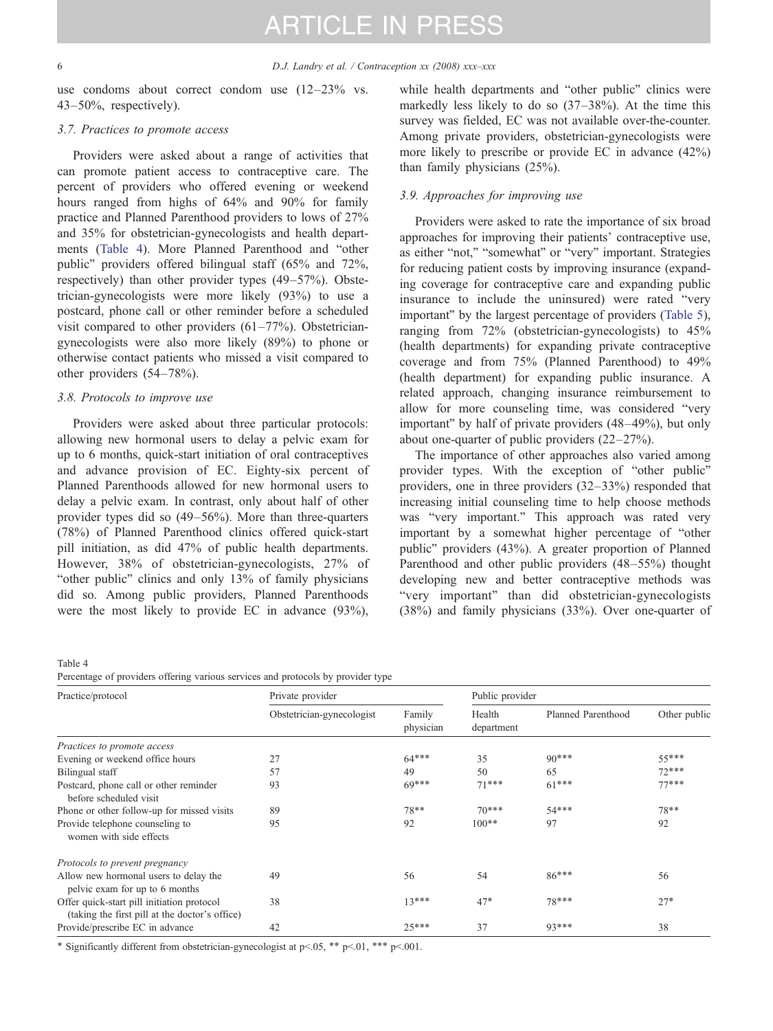use condoms about correct condom use (12–23% vs. 43–50%, respectively).

### 3.7. Practices to promote access

Providers were asked about a range of activities that can promote patient access to contraceptive care. The percent of providers who offered evening or weekend hours ranged from highs of 64% and 90% for family practice and Planned Parenthood providers to lows of 27% and 35% for obstetrician-gynecologists and health departments (Table 4). More Planned Parenthood and "other public" providers offered bilingual staff (65% and 72%, respectively) than other provider types (49–57%). Obstetrician-gynecologists were more likely (93%) to use a postcard, phone call or other reminder before a scheduled visit compared to other providers (61–77%). Obstetrician-gynecologists were also more likely (89%) to phone or otherwise contact patients who missed a visit compared to other providers (54–78%).

### 3.8. Protocols to improve use

Providers were asked about three particular protocols: allowing new hormonal users to delay a pelvic exam for up to 6 months, quick-start initiation of oral contraceptives and advance provision of EC. Eighty-six percent of Planned Parenthoods allowed for new hormonal users to delay a pelvic exam. In contrast, only about half of other provider types did so (49–56%). More than three-quarters (78%) of Planned Parenthood clinics offered quick-start pill initiation, as did 47% of public health departments. However, 38% of obstetrician-gynecologists, 27% of "other public" clinics and only 13% of family physicians did so. Among public providers, Planned Parenthoods were the most likely to provide EC in advance (93%), while health departments and "other public" clinics were markedly less likely to do so (37–38%). At the time this survey was fielded, EC was not available over-the-counter. Among private providers, obstetrician-gynecologists were more likely to prescribe or provide EC in advance (42%) than family physicians (25%).

### 3.9. Approaches for improving use

Providers were asked to rate the importance of six broad approaches for improving their patients' contraceptive use, as either "not," "somewhat" or "very" important. Strategies for reducing patient costs by improving insurance (expanding coverage for contraceptive care and expanding public insurance to include the uninsured) were rated "very important" by the largest percentage of providers (Table 5), ranging from 72% (obstetrician-gynecologists) to 45% (health departments) for expanding private contraceptive coverage and from 75% (Planned Parenthood) to 49% (health department) for expanding public insurance. A related approach, changing insurance reimbursement to allow for more counseling time, was considered "very important" by half of private providers (48–49%), but only about one-quarter of public providers (22–27%).

The importance of other approaches also varied among provider types. With the exception of "other public" providers, one in three providers (32–33%) responded that increasing initial counseling time to help choose methods was "very important." This approach was rated very important by a somewhat higher percentage of "other public" providers (43%). A greater proportion of Planned Parenthood and other public providers (48–55%) thought developing new and better contraceptive methods was "very important" than did obstetrician-gynecologists (38%) and family physicians (33%). Over one-quarter of

Table 4
Percentage of providers offering various services and protocols by provider type

| Practice/protocol | Private provider | | Public provider | | |
|---|---|---|---|---|---|
| | Obstetrician-gynecologist | Family physician | Health department | Planned Parenthood | Other public |
| *Practices to promote access* | | | | | |
| Evening or weekend office hours | 27 | 64*** | 35 | 90*** | 55*** |
| Bilingual staff | 57 | 49 | 50 | 65 | 72*** |
| Postcard, phone call or other reminder before scheduled visit | 93 | 69*** | 71*** | 61*** | 77*** |
| Phone or other follow-up for missed visits | 89 | 78** | 70*** | 54*** | 78** |
| Provide telephone counseling to women with side effects | 95 | 92 | 100** | 97 | 92 |
| *Protocols to prevent pregnancy* | | | | | |
| Allow new hormonal users to delay the pelvic exam for up to 6 months | 49 | 56 | 54 | 86*** | 56 |
| Offer quick-start pill initiation protocol (taking the first pill at the doctor's office) | 38 | 13*** | 47* | 78*** | 27* |
| Provide/prescribe EC in advance | 42 | 25*** | 37 | 93*** | 38 |

* Significantly different from obstetrician-gynecologist at $p<.05$, ** $p<.01$, *** $p<.001$.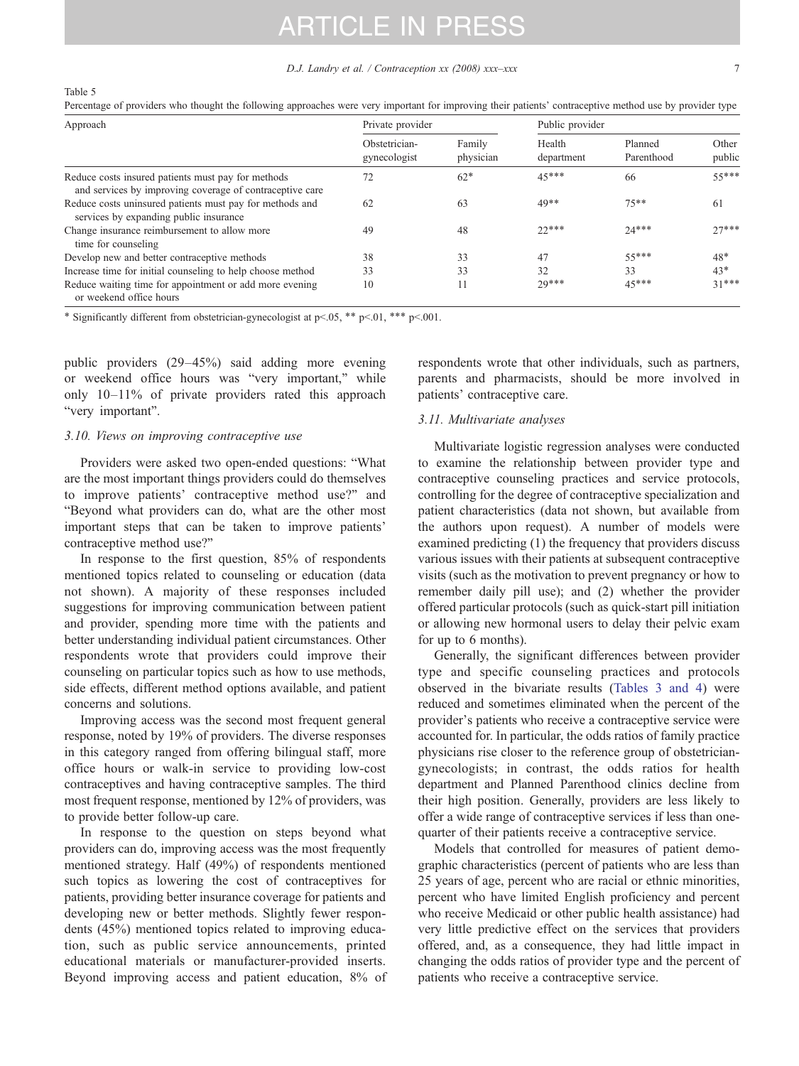Table 5

Percentage of providers who thought the following approaches were very important for improving their patients' contraceptive method use by provider type

| Approach | Private provider | | Public provider | | |
|---|---|---|---|---|---|
| | Obstetrician-gynecologist | Family physician | Health department | Planned Parenthood | Other public |
| Reduce costs insured patients must pay for methods and services by improving coverage of contraceptive care | 72 | 62* | 45*** | 66 | 55*** |
| Reduce costs uninsured patients must pay for methods and services by expanding public insurance | 62 | 63 | 49** | 75** | 61 |
| Change insurance reimbursement to allow more time for counseling | 49 | 48 | 22*** | 24*** | 27*** |
| Develop new and better contraceptive methods | 38 | 33 | 47 | 55*** | 48* |
| Increase time for initial counseling to help choose method | 33 | 33 | 32 | 33 | 43* |
| Reduce waiting time for appointment or add more evening or weekend office hours | 10 | 11 | 29*** | 45*** | 31*** |

* Significantly different from obstetrician-gynecologist at p<.05, ** p<.01, *** p<.001.

public providers (29–45%) said adding more evening or weekend office hours was "very important," while only 10–11% of private providers rated this approach "very important".

### 3.10. Views on improving contraceptive use

Providers were asked two open-ended questions: "What are the most important things providers could do themselves to improve patients' contraceptive method use?" and "Beyond what providers can do, what are the other most important steps that can be taken to improve patients' contraceptive method use?"

In response to the first question, 85% of respondents mentioned topics related to counseling or education (data not shown). A majority of these responses included suggestions for improving communication between patient and provider, spending more time with the patients and better understanding individual patient circumstances. Other respondents wrote that providers could improve their counseling on particular topics such as how to use methods, side effects, different method options available, and patient concerns and solutions.

Improving access was the second most frequent general response, noted by 19% of providers. The diverse responses in this category ranged from offering bilingual staff, more office hours or walk-in service to providing low-cost contraceptives and having contraceptive samples. The third most frequent response, mentioned by 12% of providers, was to provide better follow-up care.

In response to the question on steps beyond what providers can do, improving access was the most frequently mentioned strategy. Half (49%) of respondents mentioned such topics as lowering the cost of contraceptives for patients, providing better insurance coverage for patients and developing new or better methods. Slightly fewer respondents (45%) mentioned topics related to improving education, such as public service announcements, printed educational materials or manufacturer-provided inserts. Beyond improving access and patient education, 8% of respondents wrote that other individuals, such as partners, parents and pharmacists, should be more involved in patients' contraceptive care.

### 3.11. Multivariate analyses

Multivariate logistic regression analyses were conducted to examine the relationship between provider type and contraceptive counseling practices and service protocols, controlling for the degree of contraceptive specialization and patient characteristics (data not shown, but available from the authors upon request). A number of models were examined predicting (1) the frequency that providers discuss various issues with their patients at subsequent contraceptive visits (such as the motivation to prevent pregnancy or how to remember daily pill use); and (2) whether the provider offered particular protocols (such as quick-start pill initiation or allowing new hormonal users to delay their pelvic exam for up to 6 months).

Generally, the significant differences between provider type and specific counseling practices and protocols observed in the bivariate results (Tables 3 and 4) were reduced and sometimes eliminated when the percent of the provider's patients who receive a contraceptive service were accounted for. In particular, the odds ratios of family practice physicians rise closer to the reference group of obstetrician-gynecologists; in contrast, the odds ratios for health department and Planned Parenthood clinics decline from their high position. Generally, providers are less likely to offer a wide range of contraceptive services if less than one-quarter of their patients receive a contraceptive service.

Models that controlled for measures of patient demographic characteristics (percent of patients who are less than 25 years of age, percent who are racial or ethnic minorities, percent who have limited English proficiency and percent who receive Medicaid or other public health assistance) had very little predictive effect on the services that providers offered, and, as a consequence, they had little impact in changing the odds ratios of provider type and the percent of patients who receive a contraceptive service.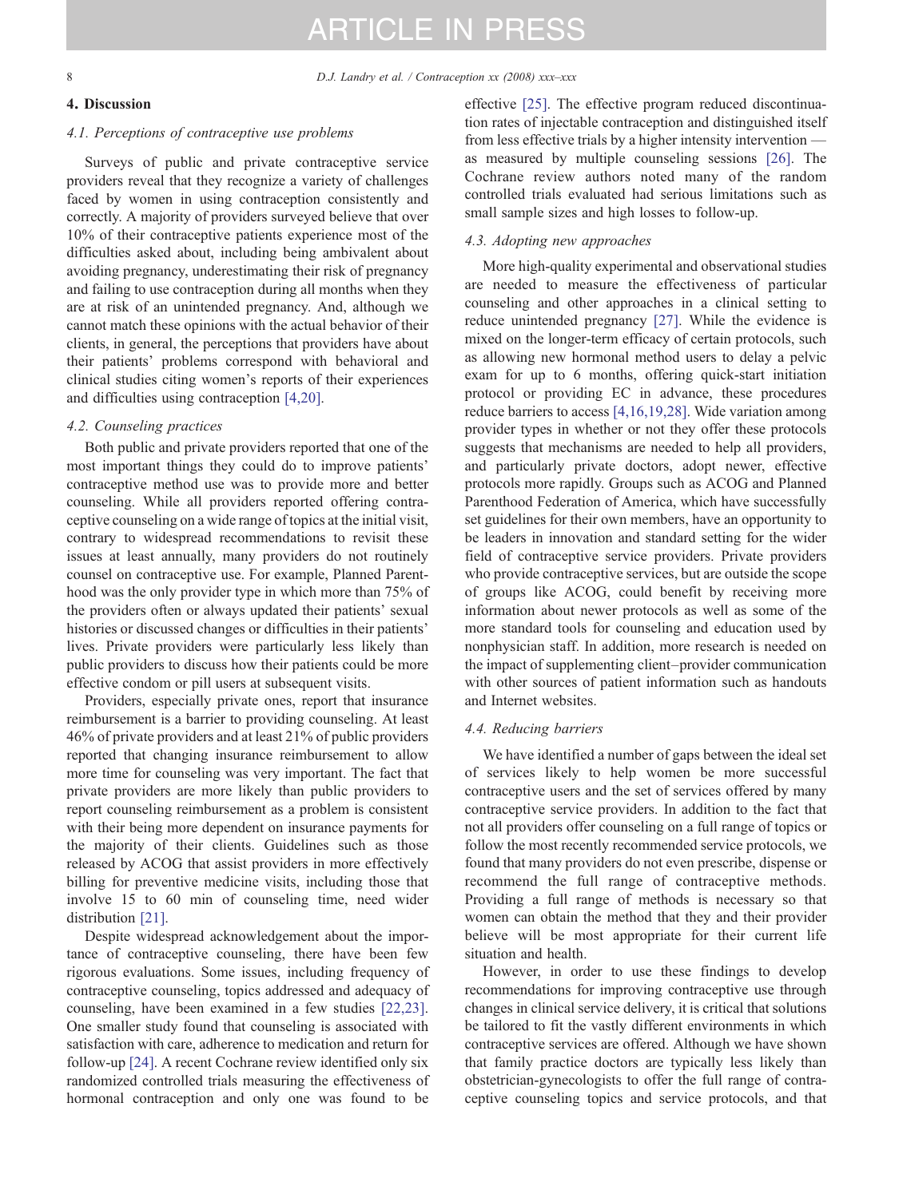## 4. Discussion

### 4.1. Perceptions of contraceptive use problems

Surveys of public and private contraceptive service providers reveal that they recognize a variety of challenges faced by women in using contraception consistently and correctly. A majority of providers surveyed believe that over 10% of their contraceptive patients experience most of the difficulties asked about, including being ambivalent about avoiding pregnancy, underestimating their risk of pregnancy and failing to use contraception during all months when they are at risk of an unintended pregnancy. And, although we cannot match these opinions with the actual behavior of their clients, in general, the perceptions that providers have about their patients' problems correspond with behavioral and clinical studies citing women's reports of their experiences and difficulties using contraception [4,20].

### 4.2. Counseling practices

Both public and private providers reported that one of the most important things they could do to improve patients' contraceptive method use was to provide more and better counseling. While all providers reported offering contraceptive counseling on a wide range of topics at the initial visit, contrary to widespread recommendations to revisit these issues at least annually, many providers do not routinely counsel on contraceptive use. For example, Planned Parenthood was the only provider type in which more than 75% of the providers often or always updated their patients' sexual histories or discussed changes or difficulties in their patients' lives. Private providers were particularly less likely than public providers to discuss how their patients could be more effective condom or pill users at subsequent visits.

Providers, especially private ones, report that insurance reimbursement is a barrier to providing counseling. At least 46% of private providers and at least 21% of public providers reported that changing insurance reimbursement to allow more time for counseling was very important. The fact that private providers are more likely than public providers to report counseling reimbursement as a problem is consistent with their being more dependent on insurance payments for the majority of their clients. Guidelines such as those released by ACOG that assist providers in more effectively billing for preventive medicine visits, including those that involve 15 to 60 min of counseling time, need wider distribution [21].

Despite widespread acknowledgement about the importance of contraceptive counseling, there have been few rigorous evaluations. Some issues, including frequency of contraceptive counseling, topics addressed and adequacy of counseling, have been examined in a few studies [22,23]. One smaller study found that counseling is associated with satisfaction with care, adherence to medication and return for follow-up [24]. A recent Cochrane review identified only six randomized controlled trials measuring the effectiveness of hormonal contraception and only one was found to be effective [25]. The effective program reduced discontinuation rates of injectable contraception and distinguished itself from less effective trials by a higher intensity intervention — as measured by multiple counseling sessions [26]. The Cochrane review authors noted many of the random controlled trials evaluated had serious limitations such as small sample sizes and high losses to follow-up.

### 4.3. Adopting new approaches

More high-quality experimental and observational studies are needed to measure the effectiveness of particular counseling and other approaches in a clinical setting to reduce unintended pregnancy [27]. While the evidence is mixed on the longer-term efficacy of certain protocols, such as allowing new hormonal method users to delay a pelvic exam for up to 6 months, offering quick-start initiation protocol or providing EC in advance, these procedures reduce barriers to access [4,16,19,28]. Wide variation among provider types in whether or not they offer these protocols suggests that mechanisms are needed to help all providers, and particularly private doctors, adopt newer, effective protocols more rapidly. Groups such as ACOG and Planned Parenthood Federation of America, which have successfully set guidelines for their own members, have an opportunity to be leaders in innovation and standard setting for the wider field of contraceptive service providers. Private providers who provide contraceptive services, but are outside the scope of groups like ACOG, could benefit by receiving more information about newer protocols as well as some of the more standard tools for counseling and education used by nonphysician staff. In addition, more research is needed on the impact of supplementing client–provider communication with other sources of patient information such as handouts and Internet websites.

### 4.4. Reducing barriers

We have identified a number of gaps between the ideal set of services likely to help women be more successful contraceptive users and the set of services offered by many contraceptive service providers. In addition to the fact that not all providers offer counseling on a full range of topics or follow the most recently recommended service protocols, we found that many providers do not even prescribe, dispense or recommend the full range of contraceptive methods. Providing a full range of methods is necessary so that women can obtain the method that they and their provider believe will be most appropriate for their current life situation and health.

However, in order to use these findings to develop recommendations for improving contraceptive use through changes in clinical service delivery, it is critical that solutions be tailored to fit the vastly different environments in which contraceptive services are offered. Although we have shown that family practice doctors are typically less likely than obstetrician-gynecologists to offer the full range of contraceptive counseling topics and service protocols, and that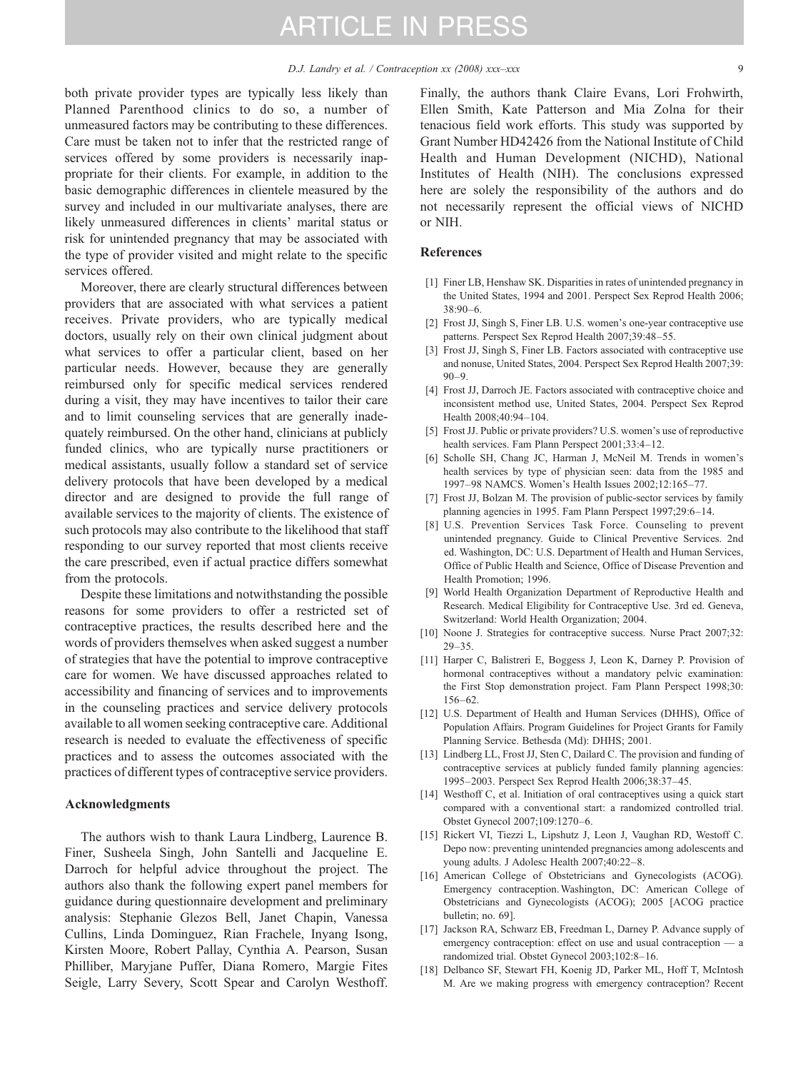both private provider types are typically less likely than Planned Parenthood clinics to do so, a number of unmeasured factors may be contributing to these differences. Care must be taken not to infer that the restricted range of services offered by some providers is necessarily inappropriate for their clients. For example, in addition to the basic demographic differences in clientele measured by the survey and included in our multivariate analyses, there are likely unmeasured differences in clients' marital status or risk for unintended pregnancy that may be associated with the type of provider visited and might relate to the specific services offered.

Moreover, there are clearly structural differences between providers that are associated with what services a patient receives. Private providers, who are typically medical doctors, usually rely on their own clinical judgment about what services to offer a particular client, based on her particular needs. However, because they are generally reimbursed only for specific medical services rendered during a visit, they may have incentives to tailor their care and to limit counseling services that are generally inadequately reimbursed. On the other hand, clinicians at publicly funded clinics, who are typically nurse practitioners or medical assistants, usually follow a standard set of service delivery protocols that have been developed by a medical director and are designed to provide the full range of available services to the majority of clients. The existence of such protocols may also contribute to the likelihood that staff responding to our survey reported that most clients receive the care prescribed, even if actual practice differs somewhat from the protocols.

Despite these limitations and notwithstanding the possible reasons for some providers to offer a restricted set of contraceptive practices, the results described here and the words of providers themselves when asked suggest a number of strategies that have the potential to improve contraceptive care for women. We have discussed approaches related to accessibility and financing of services and to improvements in the counseling practices and service delivery protocols available to all women seeking contraceptive care. Additional research is needed to evaluate the effectiveness of specific practices and to assess the outcomes associated with the practices of different types of contraceptive service providers.

## Acknowledgments

The authors wish to thank Laura Lindberg, Laurence B. Finer, Susheela Singh, John Santelli and Jacqueline E. Darroch for helpful advice throughout the project. The authors also thank the following expert panel members for guidance during questionnaire development and preliminary analysis: Stephanie Glezos Bell, Janet Chapin, Vanessa Cullins, Linda Dominguez, Rian Frachele, Inyang Isong, Kirsten Moore, Robert Pallay, Cynthia A. Pearson, Susan Philliber, Maryjane Puffer, Diana Romero, Margie Fites Seigle, Larry Severy, Scott Spear and Carolyn Westhoff. Finally, the authors thank Claire Evans, Lori Frohwirth, Ellen Smith, Kate Patterson and Mia Zolna for their tenacious field work efforts. This study was supported by Grant Number HD42426 from the National Institute of Child Health and Human Development (NICHD), National Institutes of Health (NIH). The conclusions expressed here are solely the responsibility of the authors and do not necessarily represent the official views of NICHD or NIH.

## References

[1] Finer LB, Henshaw SK. Disparities in rates of unintended pregnancy in the United States, 1994 and 2001. Perspect Sex Reprod Health 2006; 38:90–6.

[2] Frost JJ, Singh S, Finer LB. U.S. women's one-year contraceptive use patterns. Perspect Sex Reprod Health 2007;39:48–55.

[3] Frost JJ, Singh S, Finer LB. Factors associated with contraceptive use and nonuse, United States, 2004. Perspect Sex Reprod Health 2007;39: 90–9.

[4] Frost JJ, Darroch JE. Factors associated with contraceptive choice and inconsistent method use, United States, 2004. Perspect Sex Reprod Health 2008;40:94–104.

[5] Frost JJ. Public or private providers? U.S. women's use of reproductive health services. Fam Plann Perspect 2001;33:4–12.

[6] Scholle SH, Chang JC, Harman J, McNeil M. Trends in women's health services by type of physician seen: data from the 1985 and 1997–98 NAMCS. Women's Health Issues 2002;12:165–77.

[7] Frost JJ, Bolzan M. The provision of public-sector services by family planning agencies in 1995. Fam Plann Perspect 1997;29:6–14.

[8] U.S. Prevention Services Task Force. Counseling to prevent unintended pregnancy. Guide to Clinical Preventive Services. 2nd ed. Washington, DC: U.S. Department of Health and Human Services, Office of Public Health and Science, Office of Disease Prevention and Health Promotion; 1996.

[9] World Health Organization Department of Reproductive Health and Research. Medical Eligibility for Contraceptive Use. 3rd ed. Geneva, Switzerland: World Health Organization; 2004.

[10] Noone J. Strategies for contraceptive success. Nurse Pract 2007;32: 29–35.

[11] Harper C, Balistreri E, Boggess J, Leon K, Darney P. Provision of hormonal contraceptives without a mandatory pelvic examination: the First Stop demonstration project. Fam Plann Perspect 1998;30: 156–62.

[12] U.S. Department of Health and Human Services (DHHS), Office of Population Affairs. Program Guidelines for Project Grants for Family Planning Service. Bethesda (Md): DHHS; 2001.

[13] Lindberg LL, Frost JJ, Sten C, Dailard C. The provision and funding of contraceptive services at publicly funded family planning agencies: 1995–2003. Perspect Sex Reprod Health 2006;38:37–45.

[14] Westhoff C, et al. Initiation of oral contraceptives using a quick start compared with a conventional start: a randomized controlled trial. Obstet Gynecol 2007;109:1270–6.

[15] Rickert VI, Tiezzi L, Lipshutz J, Leon J, Vaughan RD, Westoff C. Depo now: preventing unintended pregnancies among adolescents and young adults. J Adolesc Health 2007;40:22–8.

[16] American College of Obstetricians and Gynecologists (ACOG). Emergency contraception. Washington, DC: American College of Obstetricians and Gynecologists (ACOG); 2005 [ACOG practice bulletin; no. 69].

[17] Jackson RA, Schwarz EB, Freedman L, Darney P. Advance supply of emergency contraception: effect on use and usual contraception — a randomized trial. Obstet Gynecol 2003;102:8–16.

[18] Delbanco SF, Stewart FH, Koenig JD, Parker ML, Hoff T, McIntosh M. Are we making progress with emergency contraception? Recent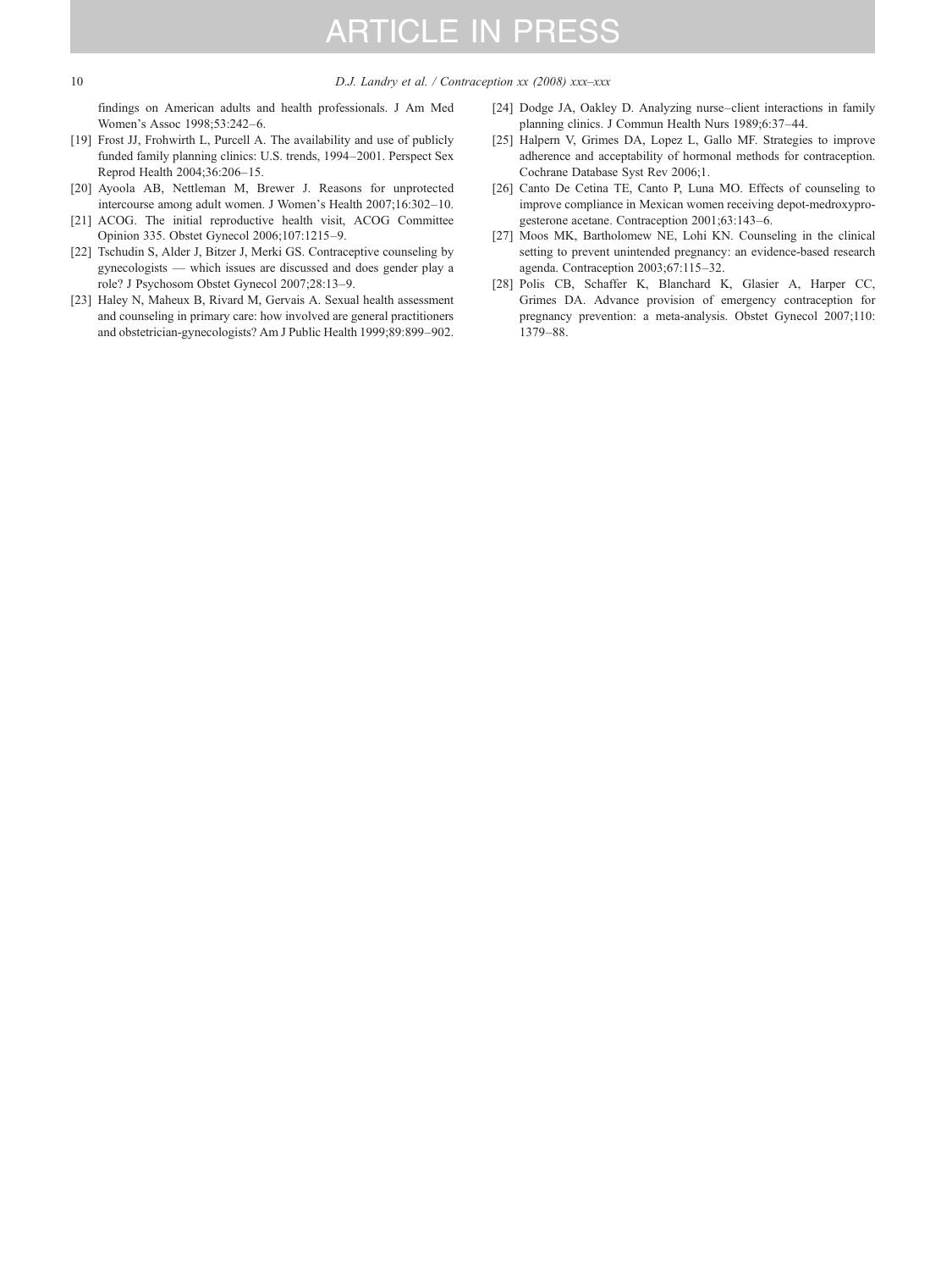findings on American adults and health professionals. J Am Med Women's Assoc 1998;53:242–6.

[19] Frost JJ, Frohwirth L, Purcell A. The availability and use of publicly funded family planning clinics: U.S. trends, 1994–2001. Perspect Sex Reprod Health 2004;36:206–15.

[20] Ayoola AB, Nettleman M, Brewer J. Reasons for unprotected intercourse among adult women. J Women's Health 2007;16:302–10.

[21] ACOG. The initial reproductive health visit, ACOG Committee Opinion 335. Obstet Gynecol 2006;107:1215–9.

[22] Tschudin S, Alder J, Bitzer J, Merki GS. Contraceptive counseling by gynecologists — which issues are discussed and does gender play a role? J Psychosom Obstet Gynecol 2007;28:13–9.

[23] Haley N, Maheux B, Rivard M, Gervais A. Sexual health assessment and counseling in primary care: how involved are general practitioners and obstetrician-gynecologists? Am J Public Health 1999;89:899–902.

[24] Dodge JA, Oakley D. Analyzing nurse–client interactions in family planning clinics. J Commun Health Nurs 1989;6:37–44.

[25] Halpern V, Grimes DA, Lopez L, Gallo MF. Strategies to improve adherence and acceptability of hormonal methods for contraception. Cochrane Database Syst Rev 2006;1.

[26] Canto De Cetina TE, Canto P, Luna MO. Effects of counseling to improve compliance in Mexican women receiving depot-medroxyprogesterone acetane. Contraception 2001;63:143–6.

[27] Moos MK, Bartholomew NE, Lohi KN. Counseling in the clinical setting to prevent unintended pregnancy: an evidence-based research agenda. Contraception 2003;67:115–32.

[28] Polis CB, Schaffer K, Blanchard K, Glasier A, Harper CC, Grimes DA. Advance provision of emergency contraception for pregnancy prevention: a meta-analysis. Obstet Gynecol 2007;110: 1379–88.